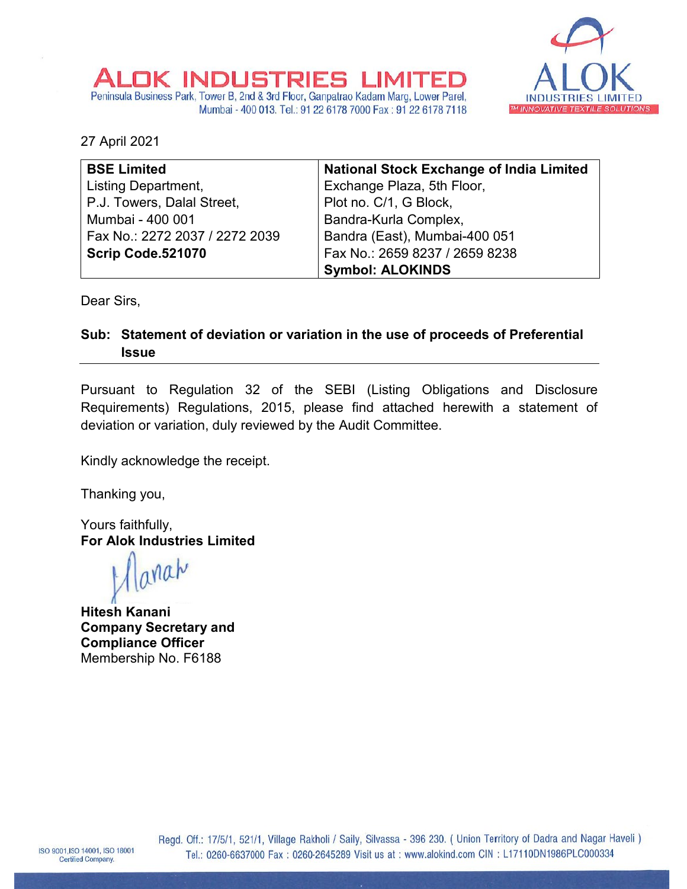# ALOK INDUSTRIES LIMITED

Peninsula Business Park, Tower B, 2nd & 3rd Floor, Ganpatrao Kadam Marg, Lower Parel, Mumbai - 400 013. Tel.: 91 22 6178 7000 Fax : 91 22 6178 7118

ALOK INDUSTRIES LIMITED
TM INNOVATIVE TEXTILE SOLUTIONS

27 April 2021

| **BSE Limited** | **National Stock Exchange of India Limited** |
|---|---|
| Listing Department, | Exchange Plaza, 5th Floor, |
| P.J. Towers, Dalal Street, | Plot no. C/1, G Block, |
| Mumbai - 400 001 | Bandra-Kurla Complex, |
| Fax No.: 2272 2037 / 2272 2039 | Bandra (East), Mumbai-400 051 |
| **Scrip Code.521070** | Fax No.: 2659 8237 / 2659 8238 |
| | **Symbol: ALOKINDS** |

Dear Sirs,

**Sub: Statement of deviation or variation in the use of proceeds of Preferential Issue**

Pursuant to Regulation 32 of the SEBI (Listing Obligations and Disclosure Requirements) Regulations, 2015, please find attached herewith a statement of deviation or variation, duly reviewed by the Audit Committee.

Kindly acknowledge the receipt.

Thanking you,

Yours faithfully,
**For Alok Industries Limited**

**Hitesh Kanani**
**Company Secretary and Compliance Officer**
Membership No. F6188

ISO 9001,ISO 14001, ISO 18001 Certified Company.

Regd. Off.: 17/5/1, 521/1, Village Rakholi / Saily, Silvassa - 396 230. ( Union Territory of Dadra and Nagar Haveli ) Tel.: 0260-6637000 Fax : 0260-2645289 Visit us at : www.alokind.com CIN : L17110DN1986PLC000334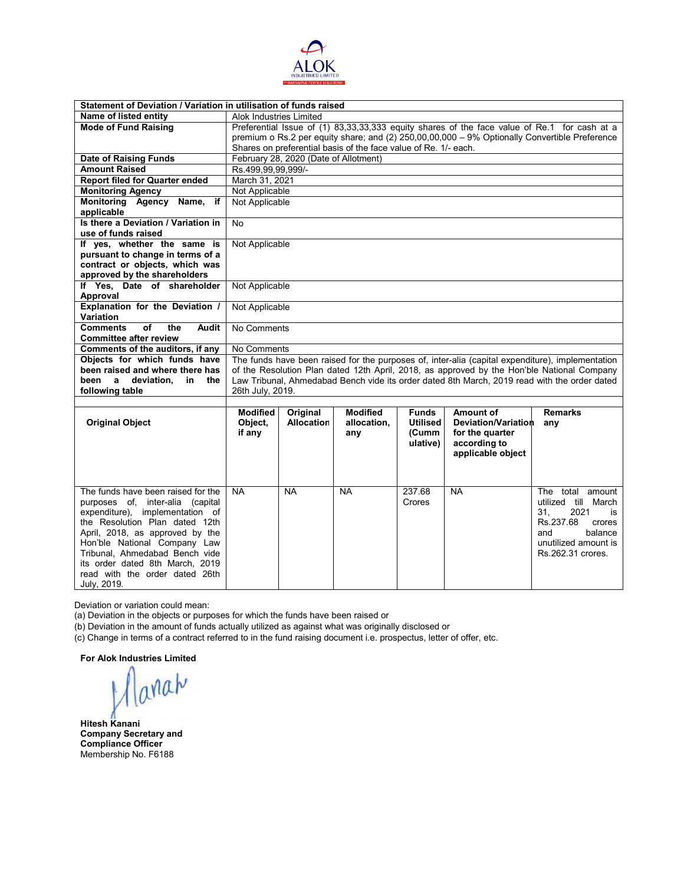| Statement of Deviation / Variation in utilisation of funds raised | |
|---|---|
| **Name of listed entity** | Alok Industries Limited |
| **Mode of Fund Raising** | Preferential Issue of (1) 83,33,33,333 equity shares of the face value of Re.1 for cash at a premium o Rs.2 per equity share; and (2) 250,00,00,000 – 9% Optionally Convertible Preference Shares on preferential basis of the face value of Re. 1/- each. |
| **Date of Raising Funds** | February 28, 2020 (Date of Allotment) |
| **Amount Raised** | Rs.499,99,99,999/- |
| **Report filed for Quarter ended** | March 31, 2021 |
| **Monitoring Agency** | Not Applicable |
| **Monitoring Agency Name, if applicable** | Not Applicable |
| **Is there a Deviation / Variation in use of funds raised** | No |
| **If yes, whether the same is pursuant to change in terms of a contract or objects, which was approved by the shareholders** | Not Applicable |
| **If Yes, Date of shareholder Approval** | Not Applicable |
| **Explanation for the Deviation / Variation** | Not Applicable |
| **Comments of the Audit Committee after review** | No Comments |
| **Comments of the auditors, if any** | No Comments |
| **Objects for which funds have been raised and where there has been a deviation, in the following table** | The funds have been raised for the purposes of, inter-alia (capital expenditure), implementation of the Resolution Plan dated 12th April, 2018, as approved by the Hon'ble National Company Law Tribunal, Ahmedabad Bench vide its order dated 8th March, 2019 read with the order dated 26th July, 2019. |

| **Original Object** | **Modified Object, if any** | **Original Allocation** | **Modified allocation, any** | **Funds Utilised (Cummulative)** | **Amount of Deviation/Variation for the quarter according to applicable object** | **Remarks any** |
|---|---|---|---|---|---|---|
| The funds have been raised for the purposes of, inter-alia (capital expenditure), implementation of the Resolution Plan dated 12th April, 2018, as approved by the Hon'ble National Company Law Tribunal, Ahmedabad Bench vide its order dated 8th March, 2019 read with the order dated 26th July, 2019. | NA | NA | NA | 237.68 Crores | NA | The total amount utilized till March 31, 2021 is Rs.237.68 crores and balance unutilized amount is Rs.262.31 crores. |

Deviation or variation could mean:

(a) Deviation in the objects or purposes for which the funds have been raised or

(b) Deviation in the amount of funds actually utilized as against what was originally disclosed or

(c) Change in terms of a contract referred to in the fund raising document i.e. prospectus, letter of offer, etc.

**For Alok Industries Limited**

**Hitesh Kanani**
**Company Secretary and Compliance Officer**
Membership No. F6188